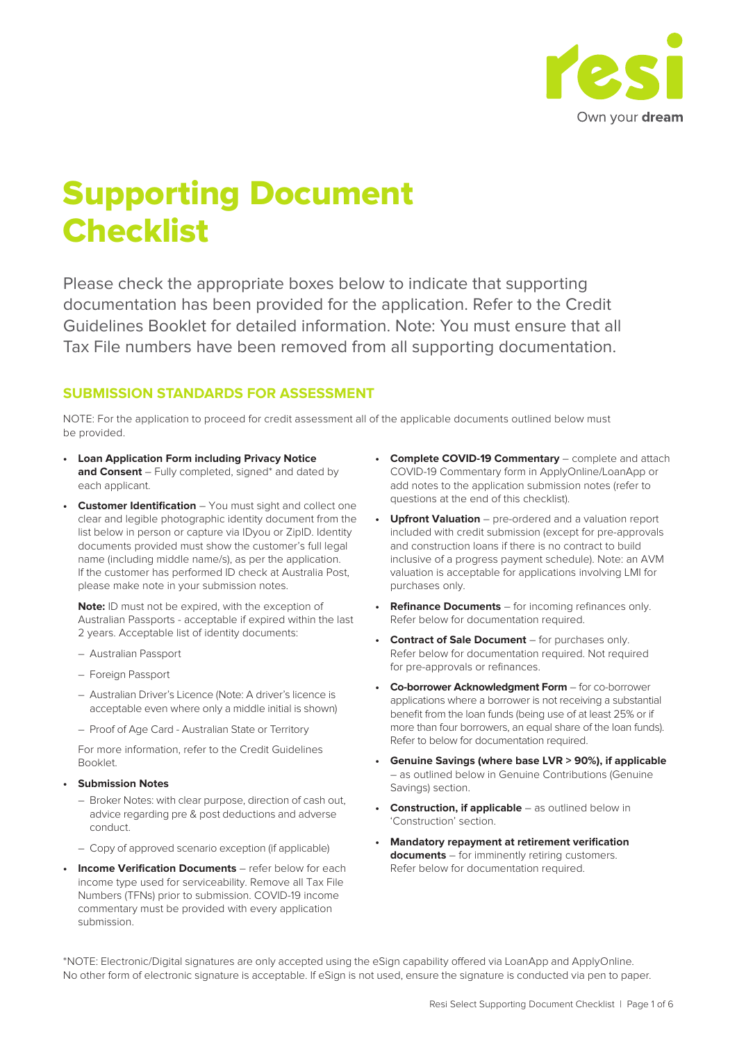resi

Own your **dream**

# Supporting Document Checklist

Please check the appropriate boxes below to indicate that supporting documentation has been provided for the application. Refer to the Credit Guidelines Booklet for detailed information. Note: You must ensure that all Tax File numbers have been removed from all supporting documentation.

## SUBMISSION STANDARDS FOR ASSESSMENT

NOTE: For the application to proceed for credit assessment all of the applicable documents outlined below must be provided.

- **Loan Application Form including Privacy Notice and Consent** – Fully completed, signed* and dated by each applicant.
- **Customer Identification** – You must sight and collect one clear and legible photographic identity document from the list below in person or capture via IDyou or ZipID. Identity documents provided must show the customer's full legal name (including middle name/s), as per the application. If the customer has performed ID check at Australia Post, please make note in your submission notes.

  **Note:** ID must not be expired, with the exception of Australian Passports - acceptable if expired within the last 2 years. Acceptable list of identity documents:

  - Australian Passport
  - Foreign Passport
  - Australian Driver's Licence (Note: A driver's licence is acceptable even where only a middle initial is shown)
  - Proof of Age Card - Australian State or Territory

  For more information, refer to the Credit Guidelines Booklet.
- **Submission Notes**
  - Broker Notes: with clear purpose, direction of cash out, advice regarding pre & post deductions and adverse conduct.
  - Copy of approved scenario exception (if applicable)
- **Income Verification Documents** – refer below for each income type used for serviceability. Remove all Tax File Numbers (TFNs) prior to submission. COVID-19 income commentary must be provided with every application submission.
- **Complete COVID-19 Commentary** – complete and attach COVID-19 Commentary form in ApplyOnline/LoanApp or add notes to the application submission notes (refer to questions at the end of this checklist).
- **Upfront Valuation** – pre-ordered and a valuation report included with credit submission (except for pre-approvals and construction loans if there is no contract to build inclusive of a progress payment schedule). Note: an AVM valuation is acceptable for applications involving LMI for purchases only.
- **Refinance Documents** – for incoming refinances only. Refer below for documentation required.
- **Contract of Sale Document** – for purchases only. Refer below for documentation required. Not required for pre-approvals or refinances.
- **Co-borrower Acknowledgment Form** – for co-borrower applications where a borrower is not receiving a substantial benefit from the loan funds (being use of at least 25% or if more than four borrowers, an equal share of the loan funds). Refer to below for documentation required.
- **Genuine Savings (where base LVR > 90%), if applicable** – as outlined below in Genuine Contributions (Genuine Savings) section.
- **Construction, if applicable** – as outlined below in 'Construction' section.
- **Mandatory repayment at retirement verification documents** – for imminently retiring customers. Refer below for documentation required.

*NOTE: Electronic/Digital signatures are only accepted using the eSign capability offered via LoanApp and ApplyOnline. No other form of electronic signature is acceptable. If eSign is not used, ensure the signature is conducted via pen to paper.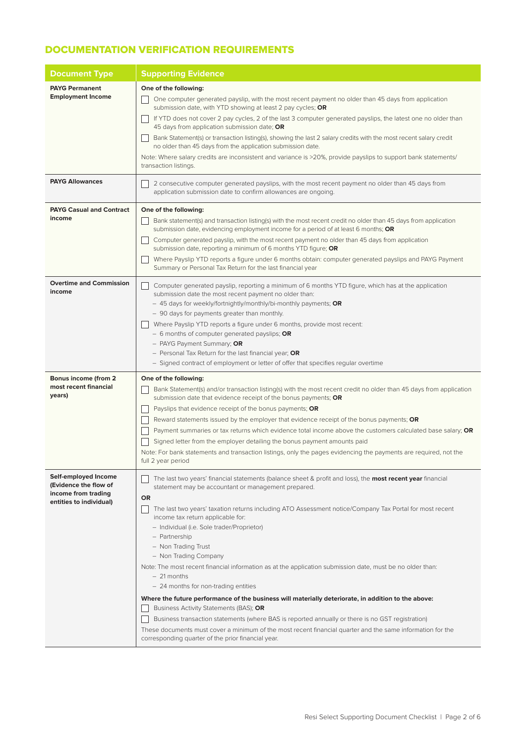## DOCUMENTATION VERIFICATION REQUIREMENTS

| Document Type | Supporting Evidence |
| --- | --- |
| **PAYG Permanent Employment Income** | **One of the following:**<br>☐ One computer generated payslip, with the most recent payment no older than 45 days from application submission date, with YTD showing at least 2 pay cycles; **OR**<br>☐ If YTD does not cover 2 pay cycles, 2 of the last 3 computer generated payslips, the latest one no older than 45 days from application submission date; **OR**<br>☐ Bank Statement(s) or transaction listing(s), showing the last 2 salary credits with the most recent salary credit no older than 45 days from the application submission date.<br>Note: Where salary credits are inconsistent and variance is >20%, provide payslips to support bank statements/ transaction listings. |
| **PAYG Allowances** | ☐ 2 consecutive computer generated payslips, with the most recent payment no older than 45 days from application submission date to confirm allowances are ongoing. |
| **PAYG Casual and Contract income** | **One of the following:**<br>☐ Bank statement(s) and transaction listing(s) with the most recent credit no older than 45 days from application submission date, evidencing employment income for a period of at least 6 months; **OR**<br>☐ Computer generated payslip, with the most recent payment no older than 45 days from application submission date, reporting a minimum of 6 months YTD figure; **OR**<br>☐ Where Payslip YTD reports a figure under 6 months obtain: computer generated payslips and PAYG Payment Summary or Personal Tax Return for the last financial year |
| **Overtime and Commission income** | ☐ Computer generated payslip, reporting a minimum of 6 months YTD figure, which has at the application submission date the most recent payment no older than:<br>– 45 days for weekly/fortnightly/monthly/bi-monthly payments; **OR**<br>– 90 days for payments greater than monthly.<br>☐ Where Payslip YTD reports a figure under 6 months, provide most recent:<br>– 6 months of computer generated payslips; **OR**<br>– PAYG Payment Summary; **OR**<br>– Personal Tax Return for the last financial year; **OR**<br>– Signed contract of employment or letter of offer that specifies regular overtime |
| **Bonus income (from 2 most recent financial years)** | **One of the following:**<br>☐ Bank Statement(s) and/or transaction listing(s) with the most recent credit no older than 45 days from application submission date that evidence receipt of the bonus payments; **OR**<br>☐ Payslips that evidence receipt of the bonus payments; **OR**<br>☐ Reward statements issued by the employer that evidence receipt of the bonus payments; **OR**<br>☐ Payment summaries or tax returns which evidence total income above the customers calculated base salary; **OR**<br>☐ Signed letter from the employer detailing the bonus payment amounts paid<br>Note: For bank statements and transaction listings, only the pages evidencing the payments are required, not the full 2 year period |
| **Self-employed Income (Evidence the flow of income from trading entities to individual)** | ☐ The last two years' financial statements (balance sheet & profit and loss), the **most recent year** financial statement may be accountant or management prepared.<br>**OR**<br>☐ The last two years' taxation returns including ATO Assessment notice/Company Tax Portal for most recent income tax return applicable for:<br>– Individual (i.e. Sole trader/Proprietor)<br>– Partnership<br>– Non Trading Trust<br>– Non Trading Company<br>Note: The most recent financial information as at the application submission date, must be no older than:<br>– 21 months<br>– 24 months for non-trading entities<br>**Where the future performance of the business will materially deteriorate, in addition to the above:**<br>☐ Business Activity Statements (BAS); **OR**<br>☐ Business transaction statements (where BAS is reported annually or there is no GST registration)<br>These documents must cover a minimum of the most recent financial quarter and the same information for the corresponding quarter of the prior financial year. |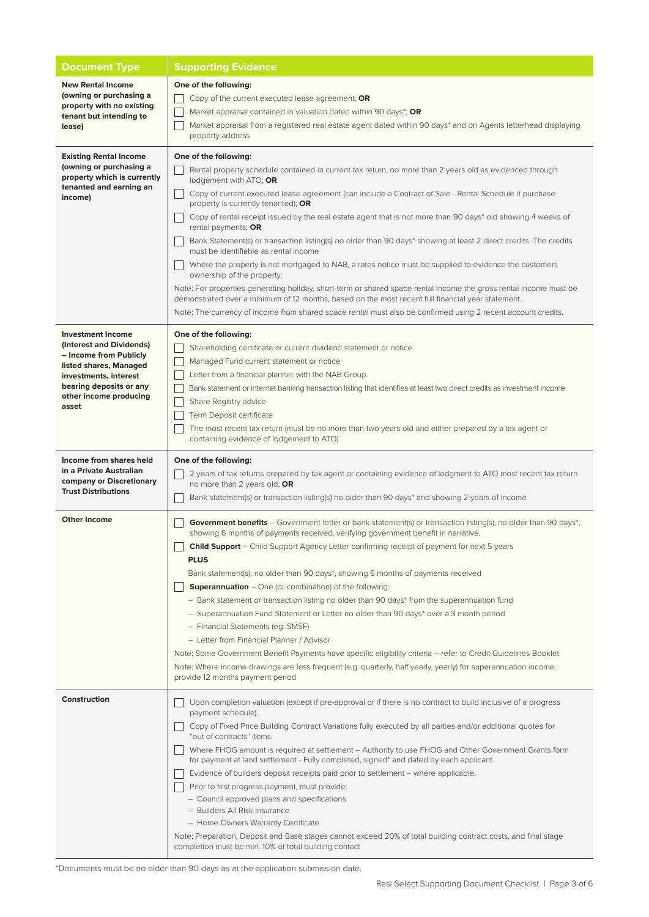| Document Type | Supporting Evidence |
|---|---|
| **New Rental Income (owning or purchasing a property with no existing tenant but intending to lease)** | **One of the following:**<br>☐ Copy of the current executed lease agreement; **OR**<br>☐ Market appraisal contained in valuation dated within 90 days*; **OR**<br>☐ Market appraisal from a registered real estate agent dated within 90 days* and on Agents letterhead displaying property address |
| **Existing Rental Income (owning or purchasing a property which is currently tenanted and earning an income)** | **One of the following:**<br>☐ Rental property schedule contained in current tax return, no more than 2 years old as evidenced through lodgement with ATO; **OR**<br>☐ Copy of current executed lease agreement (can include a Contract of Sale - Rental Schedule if purchase property is currently tenanted); **OR**<br>☐ Copy of rental receipt issued by the real estate agent that is not more than 90 days* old showing 4 weeks of rental payments; **OR**<br>☐ Bank Statement(s) or transaction listing(s) no older than 90 days* showing at least 2 direct credits. The credits must be identifiable as rental income<br>☐ Where the property is not mortgaged to NAB, a rates notice must be supplied to evidence the customers ownership of the property.<br>Note: For properties generating holiday, short-term or shared space rental income the gross rental income must be demonstrated over a minimum of 12 months, based on the most recent full financial year statement.<br>Note: The currency of income from shared space rental must also be confirmed using 2 recent account credits. |
| **Investment Income (Interest and Dividends) – Income from Publicly listed shares, Managed investments, interest bearing deposits or any other income producing asset** | **One of the following:**<br>☐ Shareholding certificate or current dividend statement or notice<br>☐ Managed Fund current statement or notice<br>☐ Letter from a financial planner with the NAB Group.<br>☐ Bank statement or internet banking transaction listing that identifies at least two direct credits as investment income<br>☐ Share Registry advice<br>☐ Term Deposit certificate<br>☐ The most recent tax return (must be no more than two years old and either prepared by a tax agent or containing evidence of lodgement to ATO) |
| **Income from shares held in a Private Australian company or Discretionary Trust Distributions** | **One of the following:**<br>☐ 2 years of tax returns prepared by tax agent or containing evidence of lodgment to ATO most recent tax return no more than 2 years old; **OR**<br>☐ Bank statement(s) or transaction listing(s) no older than 90 days* and showing 2 years of income |
| **Other Income** | ☐ **Government benefits** – Government letter or bank statement(s) or transaction listing(s), no older than 90 days*, showing 6 months of payments received, verifying government benefit in narrative.<br>☐ **Child Support** – Child Support Agency Letter confirming receipt of payment for next 5 years<br>**PLUS**<br>Bank statement(s), no older than 90 days*, showing 6 months of payments received<br>☐ **Superannuation** – One (or combination) of the following:<br>– Bank statement or transaction listing no older than 90 days* from the superannuation fund<br>– Superannuation Fund Statement or Letter no older than 90 days* over a 3 month period<br>– Financial Statements (eg: SMSF)<br>– Letter from Financial Planner / Advisor<br>Note: Some Government Benefit Payments have specific eligibility criteria – refer to Credit Guidelines Booklet<br>Note: Where income drawings are less frequent (e.g. quarterly, half yearly, yearly) for superannuation income, provide 12 months payment period |
| **Construction** | ☐ Upon completion valuation (except if pre-approval or if there is no contract to build inclusive of a progress payment schedule).<br>☐ Copy of Fixed Price Building Contract Variations fully executed by all parties and/or additional quotes for "out of contracts" items.<br>☐ Where FHOG amount is required at settlement – Authority to use FHOG and Other Government Grants form for payment at land settlement - Fully completed, signed* and dated by each applicant.<br>☐ Evidence of builders deposit receipts paid prior to settlement – where applicable.<br>☐ Prior to first progress payment, must provide:<br>– Council approved plans and specifications<br>– Builders All Risk Insurance<br>– Home Owners Warranty Certificate<br>Note: Preparation, Deposit and Base stages cannot exceed 20% of total building contract costs, and final stage completion must be min. 10% of total building contact |

*Documents must be no older than 90 days as at the application submission date.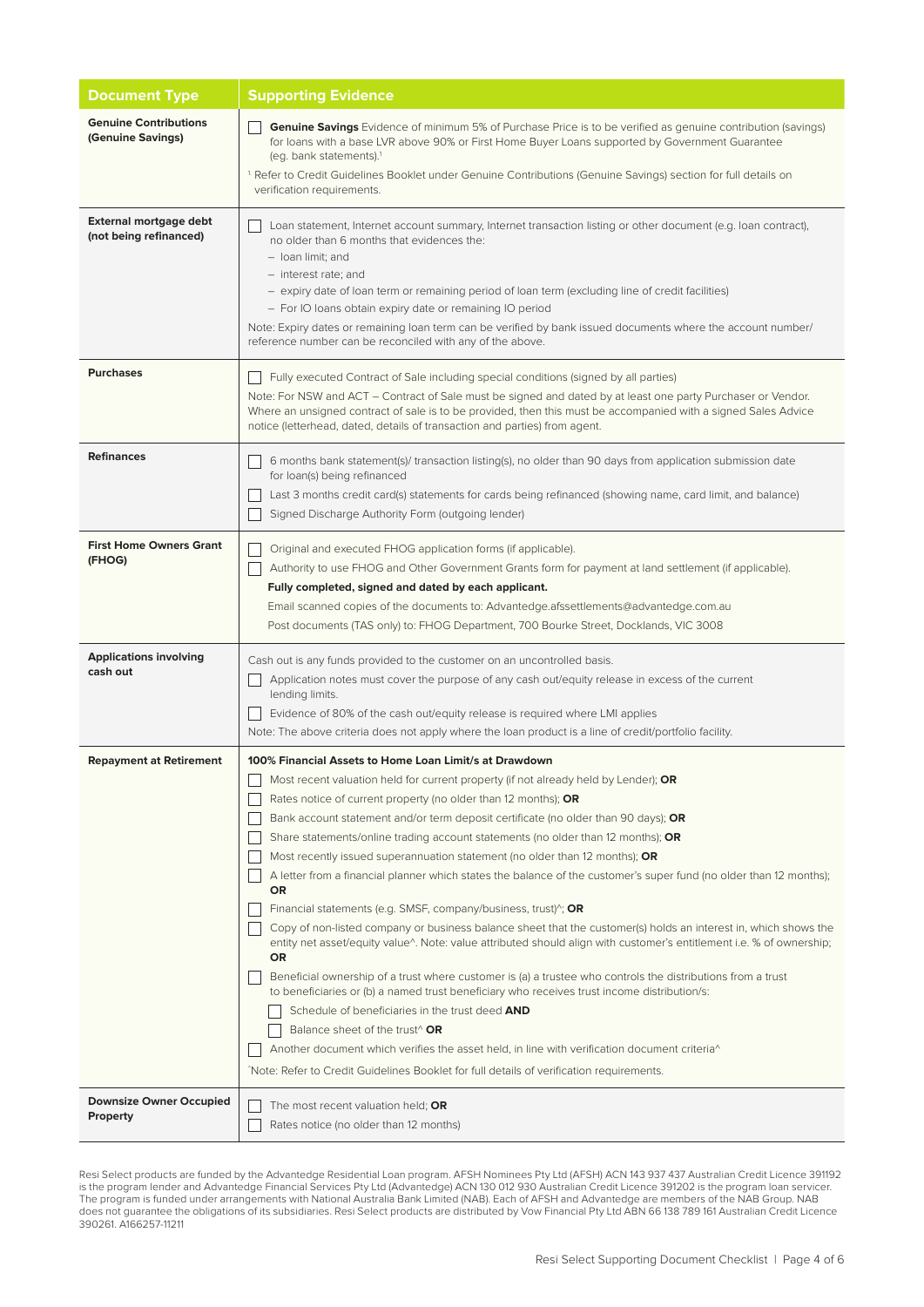| Document Type | Supporting Evidence |
| --- | --- |
| **Genuine Contributions (Genuine Savings)** | ☐ **Genuine Savings** Evidence of minimum 5% of Purchase Price is to be verified as genuine contribution (savings) for loans with a base LVR above 90% or First Home Buyer Loans supported by Government Guarantee (eg. bank statements).[1]<br>[1] Refer to Credit Guidelines Booklet under Genuine Contributions (Genuine Savings) section for full details on verification requirements. |
| **External mortgage debt (not being refinanced)** | ☐ Loan statement, Internet account summary, Internet transaction listing or other document (e.g. loan contract), no older than 6 months that evidences the:<br>– loan limit; and<br>– interest rate; and<br>– expiry date of loan term or remaining period of loan term (excluding line of credit facilities)<br>– For IO loans obtain expiry date or remaining IO period<br>Note: Expiry dates or remaining loan term can be verified by bank issued documents where the account number/reference number can be reconciled with any of the above. |
| **Purchases** | ☐ Fully executed Contract of Sale including special conditions (signed by all parties)<br>Note: For NSW and ACT – Contract of Sale must be signed and dated by at least one party Purchaser or Vendor. Where an unsigned contract of sale is to be provided, then this must be accompanied with a signed Sales Advice notice (letterhead, dated, details of transaction and parties) from agent. |
| **Refinances** | ☐ 6 months bank statement(s)/ transaction listing(s), no older than 90 days from application submission date for loan(s) being refinanced<br>☐ Last 3 months credit card(s) statements for cards being refinanced (showing name, card limit, and balance)<br>☐ Signed Discharge Authority Form (outgoing lender) |
| **First Home Owners Grant (FHOG)** | ☐ Original and executed FHOG application forms (if applicable).<br>☐ Authority to use FHOG and Other Government Grants form for payment at land settlement (if applicable).<br>**Fully completed, signed and dated by each applicant.**<br>Email scanned copies of the documents to: Advantedge.afssettlements@advantedge.com.au<br>Post documents (TAS only) to: FHOG Department, 700 Bourke Street, Docklands, VIC 3008 |
| **Applications involving cash out** | Cash out is any funds provided to the customer on an uncontrolled basis.<br>☐ Application notes must cover the purpose of any cash out/equity release in excess of the current lending limits.<br>☐ Evidence of 80% of the cash out/equity release is required where LMI applies<br>Note: The above criteria does not apply where the loan product is a line of credit/portfolio facility. |
| **Repayment at Retirement** | **100% Financial Assets to Home Loan Limit/s at Drawdown**<br>☐ Most recent valuation held for current property (if not already held by Lender); **OR**<br>☐ Rates notice of current property (no older than 12 months); **OR**<br>☐ Bank account statement and/or term deposit certificate (no older than 90 days); **OR**<br>☐ Share statements/online trading account statements (no older than 12 months); **OR**<br>☐ Most recently issued superannuation statement (no older than 12 months); **OR**<br>☐ A letter from a financial planner which states the balance of the customer's super fund (no older than 12 months); **OR**<br>☐ Financial statements (e.g. SMSF, company/business, trust)^; **OR**<br>☐ Copy of non-listed company or business balance sheet that the customer(s) holds an interest in, which shows the entity net asset/equity value^. Note: value attributed should align with customer's entitlement i.e. % of ownership; **OR**<br>☐ Beneficial ownership of a trust where customer is (a) a trustee who controls the distributions from a trust to beneficiaries or (b) a named trust beneficiary who receives trust income distribution/s:<br>&nbsp;&nbsp;&nbsp;&nbsp;☐ Schedule of beneficiaries in the trust deed **AND**<br>&nbsp;&nbsp;&nbsp;&nbsp;☐ Balance sheet of the trust^ **OR**<br>☐ Another document which verifies the asset held, in line with verification document criteria^<br>^Note: Refer to Credit Guidelines Booklet for full details of verification requirements. |
| **Downsize Owner Occupied Property** | ☐ The most recent valuation held; **OR**<br>☐ Rates notice (no older than 12 months) |

Resi Select products are funded by the Advantedge Residential Loan program. AFSH Nominees Pty Ltd (AFSH) ACN 143 937 437 Australian Credit Licence 391192 is the program lender and Advantedge Financial Services Pty Ltd (Advantedge) ACN 130 012 930 Australian Credit Licence 391202 is the program loan servicer. The program is funded under arrangements with National Australia Bank Limited (NAB). Each of AFSH and Advantedge are members of the NAB Group. NAB does not guarantee the obligations of its subsidiaries. Resi Select products are distributed by Vow Financial Pty Ltd ABN 66 138 789 161 Australian Credit Licence 390261. A166257-11211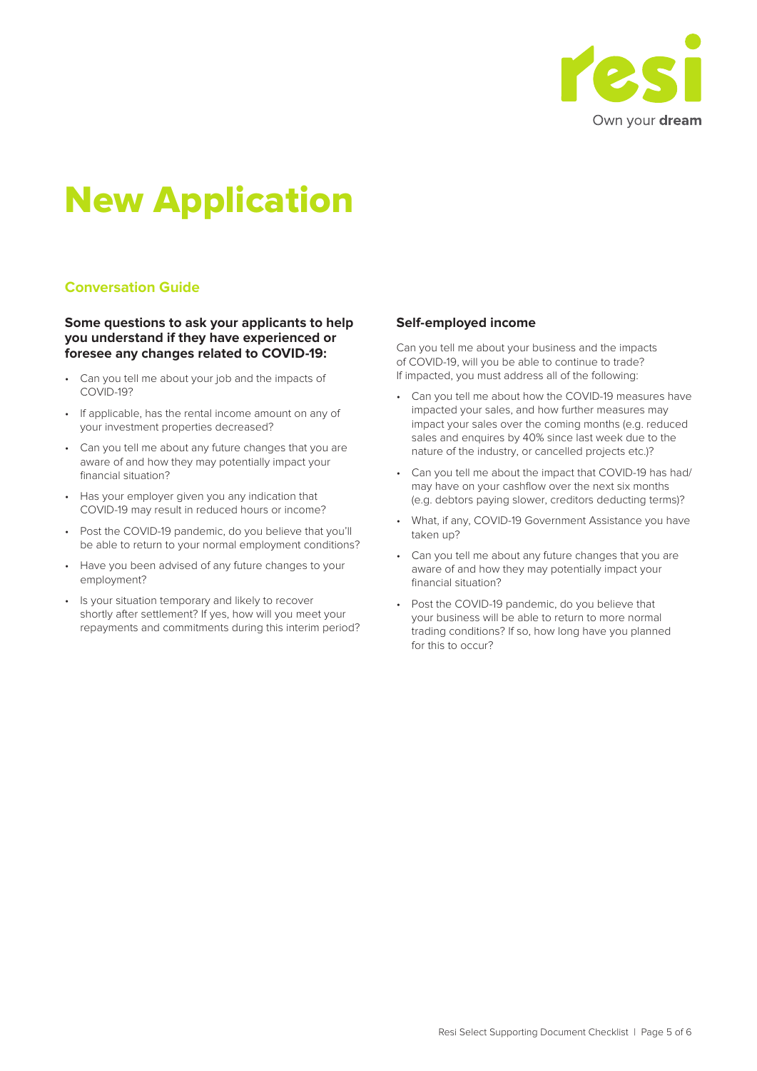# New Application

## Conversation Guide

**Some questions to ask your applicants to help you understand if they have experienced or foresee any changes related to COVID-19:**

- Can you tell me about your job and the impacts of COVID-19?
- If applicable, has the rental income amount on any of your investment properties decreased?
- Can you tell me about any future changes that you are aware of and how they may potentially impact your financial situation?
- Has your employer given you any indication that COVID-19 may result in reduced hours or income?
- Post the COVID-19 pandemic, do you believe that you'll be able to return to your normal employment conditions?
- Have you been advised of any future changes to your employment?
- Is your situation temporary and likely to recover shortly after settlement? If yes, how will you meet your repayments and commitments during this interim period?

### Self-employed income

Can you tell me about your business and the impacts of COVID-19, will you be able to continue to trade? If impacted, you must address all of the following:

- Can you tell me about how the COVID-19 measures have impacted your sales, and how further measures may impact your sales over the coming months (e.g. reduced sales and enquires by 40% since last week due to the nature of the industry, or cancelled projects etc.)?
- Can you tell me about the impact that COVID-19 has had/ may have on your cashflow over the next six months (e.g. debtors paying slower, creditors deducting terms)?
- What, if any, COVID-19 Government Assistance you have taken up?
- Can you tell me about any future changes that you are aware of and how they may potentially impact your financial situation?
- Post the COVID-19 pandemic, do you believe that your business will be able to return to more normal trading conditions? If so, how long have you planned for this to occur?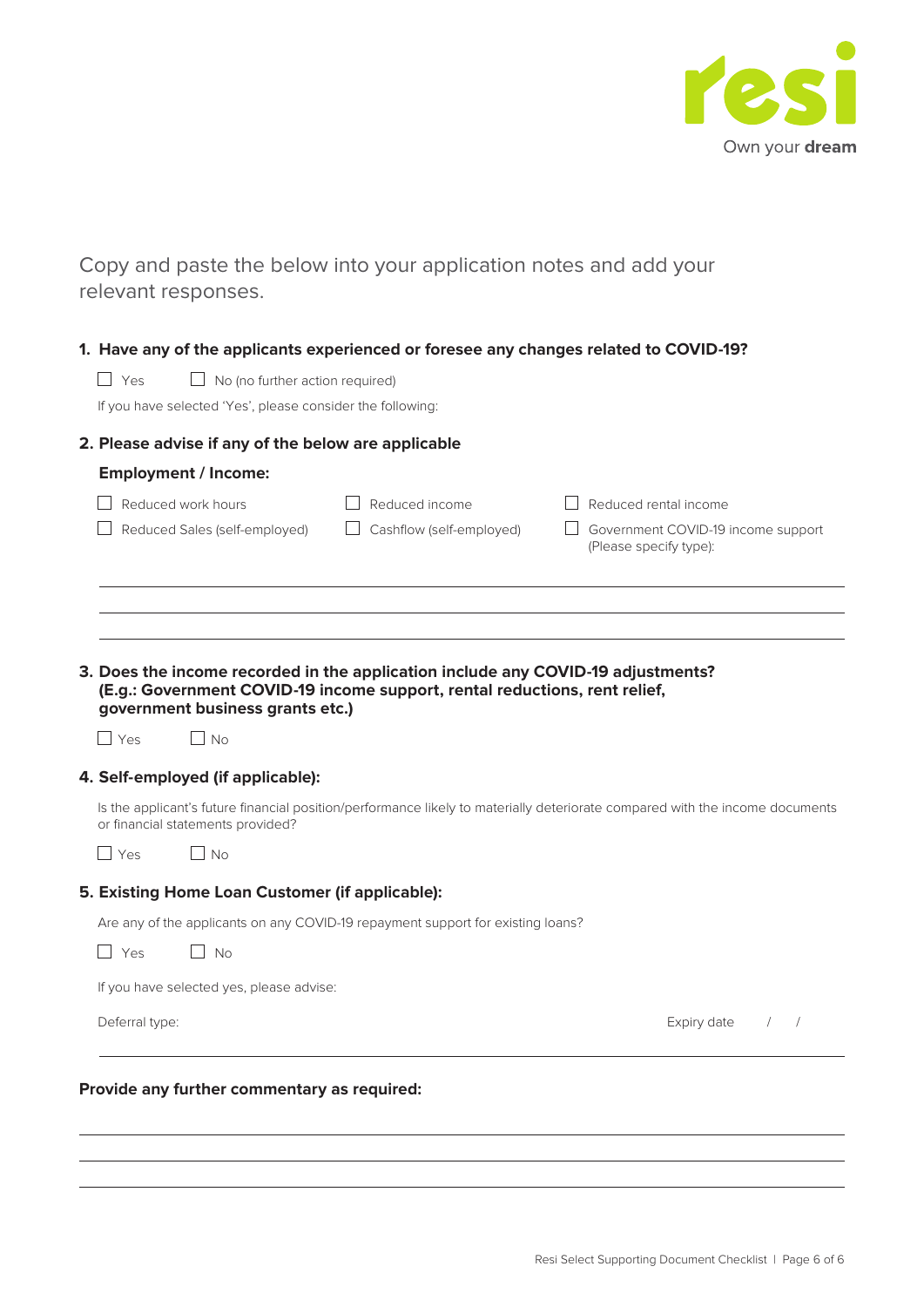resi

Own your **dream**

Copy and paste the below into your application notes and add your relevant responses.

## 1. Have any of the applicants experienced or foresee any changes related to COVID-19?

☐ Yes ☐ No (no further action required)

If you have selected 'Yes', please consider the following:

## 2. Please advise if any of the below are applicable

### Employment / Income:

☐ Reduced work hours ☐ Reduced income ☐ Reduced rental income

☐ Reduced Sales (self-employed) ☐ Cashflow (self-employed) ☐ Government COVID-19 income support (Please specify type):

## 3. Does the income recorded in the application include any COVID-19 adjustments? (E.g.: Government COVID-19 income support, rental reductions, rent relief, government business grants etc.)

☐ Yes ☐ No

## 4. Self-employed (if applicable):

Is the applicant's future financial position/performance likely to materially deteriorate compared with the income documents or financial statements provided?

☐ Yes ☐ No

## 5. Existing Home Loan Customer (if applicable):

Are any of the applicants on any COVID-19 repayment support for existing loans?

☐ Yes ☐ No

If you have selected yes, please advise:

Deferral type: Expiry date / /

**Provide any further commentary as required:**